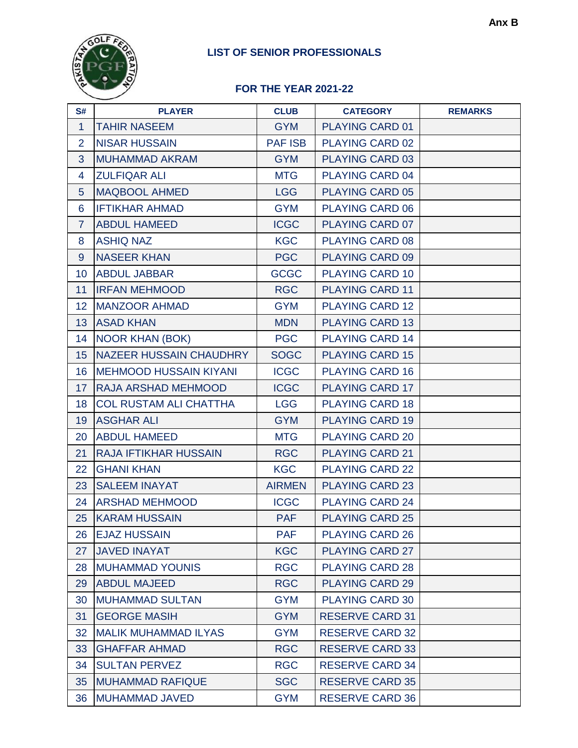Anx B

## LIST OF SENIOR PROFESSIONALS

## FOR THE YEAR 2021-22

| S# | PLAYER | CLUB | CATEGORY | REMARKS |
|---|---|---|---|---|
| 1 | TAHIR NASEEM | GYM | PLAYING CARD 01 | |
| 2 | NISAR HUSSAIN | PAF ISB | PLAYING CARD 02 | |
| 3 | MUHAMMAD AKRAM | GYM | PLAYING CARD 03 | |
| 4 | ZULFIQAR ALI | MTG | PLAYING CARD 04 | |
| 5 | MAQBOOL AHMED | LGG | PLAYING CARD 05 | |
| 6 | IFTIKHAR AHMAD | GYM | PLAYING CARD 06 | |
| 7 | ABDUL HAMEED | ICGC | PLAYING CARD 07 | |
| 8 | ASHIQ NAZ | KGC | PLAYING CARD 08 | |
| 9 | NASEER KHAN | PGC | PLAYING CARD 09 | |
| 10 | ABDUL JABBAR | GCGC | PLAYING CARD 10 | |
| 11 | IRFAN MEHMOOD | RGC | PLAYING CARD 11 | |
| 12 | MANZOOR AHMAD | GYM | PLAYING CARD 12 | |
| 13 | ASAD KHAN | MDN | PLAYING CARD 13 | |
| 14 | NOOR KHAN (BOK) | PGC | PLAYING CARD 14 | |
| 15 | NAZEER HUSSAIN CHAUDHRY | SOGC | PLAYING CARD 15 | |
| 16 | MEHMOOD HUSSAIN KIYANI | ICGC | PLAYING CARD 16 | |
| 17 | RAJA ARSHAD MEHMOOD | ICGC | PLAYING CARD 17 | |
| 18 | COL RUSTAM ALI CHATTHA | LGG | PLAYING CARD 18 | |
| 19 | ASGHAR ALI | GYM | PLAYING CARD 19 | |
| 20 | ABDUL HAMEED | MTG | PLAYING CARD 20 | |
| 21 | RAJA IFTIKHAR HUSSAIN | RGC | PLAYING CARD 21 | |
| 22 | GHANI KHAN | KGC | PLAYING CARD 22 | |
| 23 | SALEEM INAYAT | AIRMEN | PLAYING CARD 23 | |
| 24 | ARSHAD MEHMOOD | ICGC | PLAYING CARD 24 | |
| 25 | KARAM HUSSAIN | PAF | PLAYING CARD 25 | |
| 26 | EJAZ HUSSAIN | PAF | PLAYING CARD 26 | |
| 27 | JAVED INAYAT | KGC | PLAYING CARD 27 | |
| 28 | MUHAMMAD YOUNIS | RGC | PLAYING CARD 28 | |
| 29 | ABDUL MAJEED | RGC | PLAYING CARD 29 | |
| 30 | MUHAMMAD SULTAN | GYM | PLAYING CARD 30 | |
| 31 | GEORGE MASIH | GYM | RESERVE CARD 31 | |
| 32 | MALIK MUHAMMAD ILYAS | GYM | RESERVE CARD 32 | |
| 33 | GHAFFAR AHMAD | RGC | RESERVE CARD 33 | |
| 34 | SULTAN PERVEZ | RGC | RESERVE CARD 34 | |
| 35 | MUHAMMAD RAFIQUE | SGC | RESERVE CARD 35 | |
| 36 | MUHAMMAD JAVED | GYM | RESERVE CARD 36 | |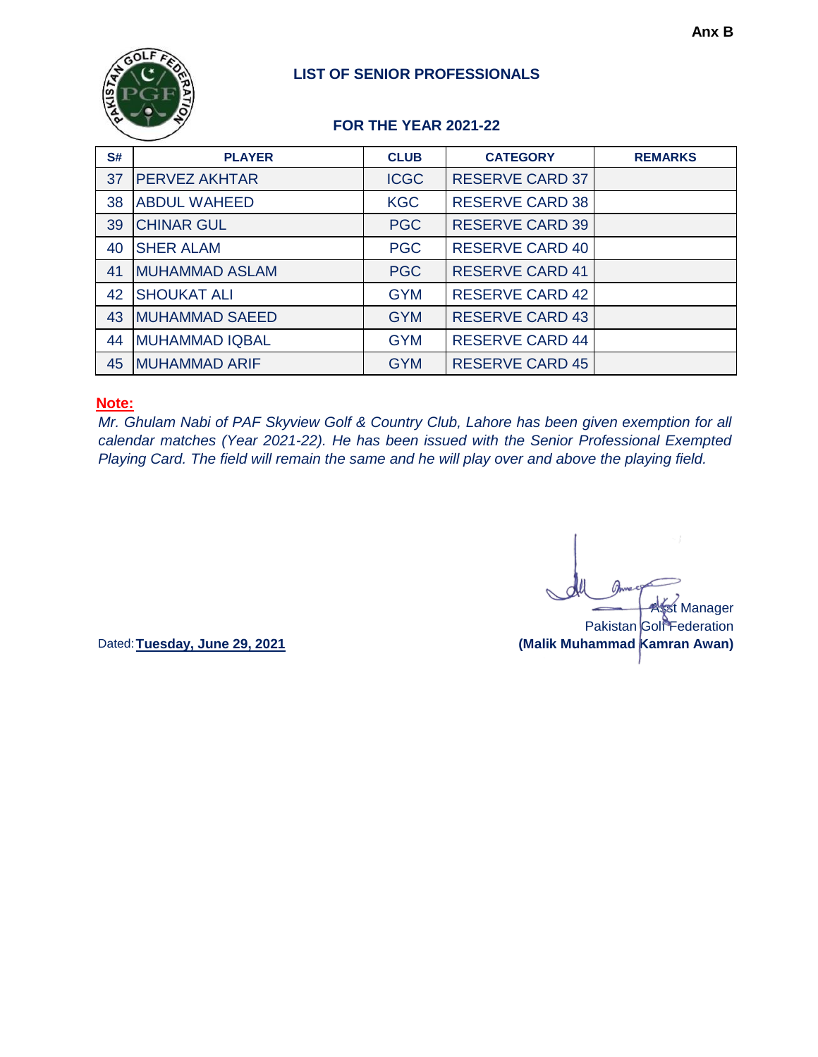**Anx B**

## LIST OF SENIOR PROFESSIONALS

### FOR THE YEAR 2021-22

| S# | PLAYER | CLUB | CATEGORY | REMARKS |
|---|---|---|---|---|
| 37 | PERVEZ AKHTAR | ICGC | RESERVE CARD 37 | |
| 38 | ABDUL WAHEED | KGC | RESERVE CARD 38 | |
| 39 | CHINAR GUL | PGC | RESERVE CARD 39 | |
| 40 | SHER ALAM | PGC | RESERVE CARD 40 | |
| 41 | MUHAMMAD ASLAM | PGC | RESERVE CARD 41 | |
| 42 | SHOUKAT ALI | GYM | RESERVE CARD 42 | |
| 43 | MUHAMMAD SAEED | GYM | RESERVE CARD 43 | |
| 44 | MUHAMMAD IQBAL | GYM | RESERVE CARD 44 | |
| 45 | MUHAMMAD ARIF | GYM | RESERVE CARD 45 | |

**Note:**

*Mr. Ghulam Nabi of PAF Skyview Golf & Country Club, Lahore has been given exemption for all calendar matches (Year 2021-22). He has been issued with the Senior Professional Exempted Playing Card. The field will remain the same and he will play over and above the playing field.*

Asst Manager
Pakistan Golf Federation
**(Malik Muhammad Kamran Awan)**

Dated: **Tuesday, June 29, 2021**